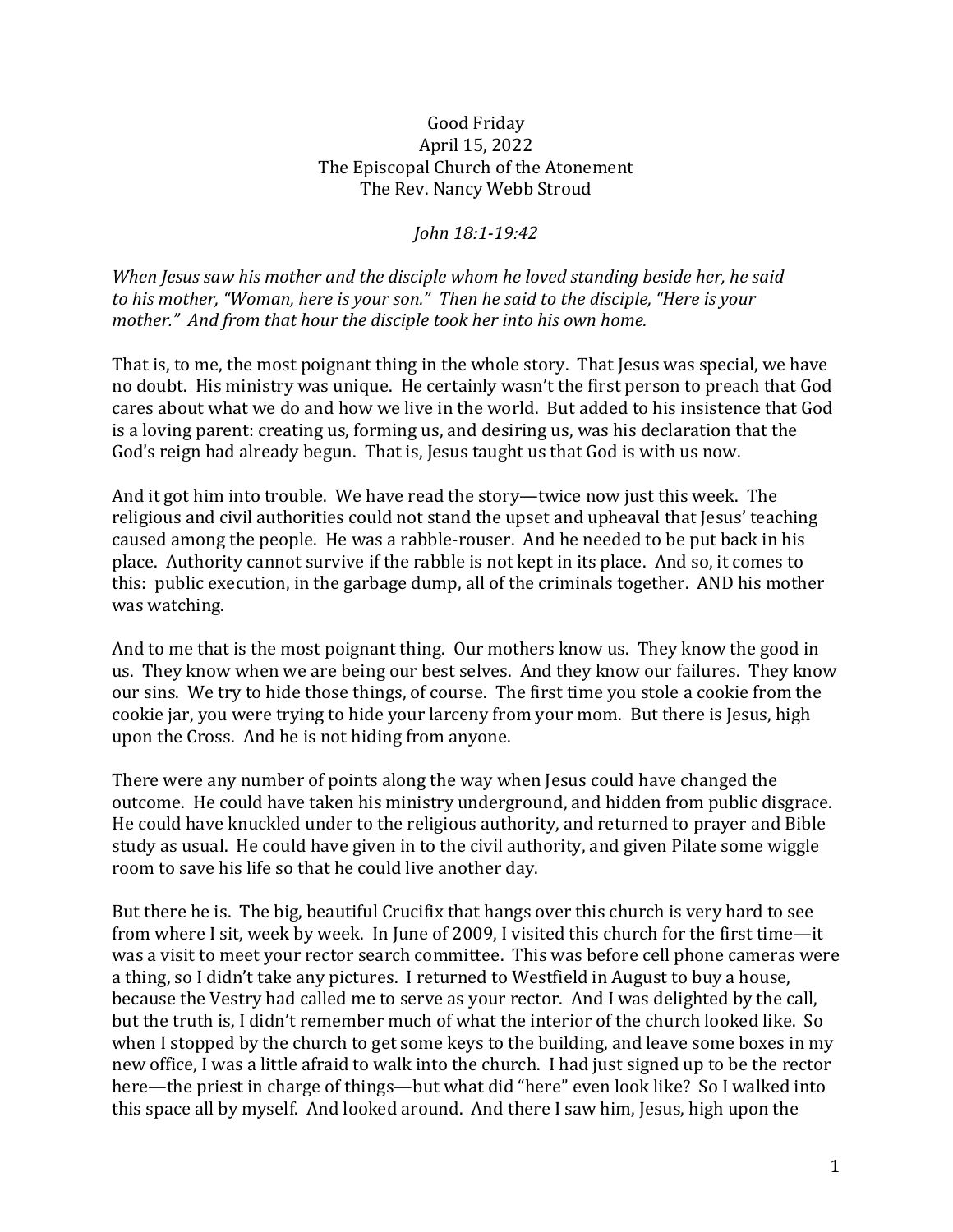Good Friday
April 15, 2022
The Episcopal Church of the Atonement
The Rev. Nancy Webb Stroud

*John 18:1-19:42*

*When Jesus saw his mother and the disciple whom he loved standing beside her, he said to his mother, "Woman, here is your son." Then he said to the disciple, "Here is your mother." And from that hour the disciple took her into his own home.*

That is, to me, the most poignant thing in the whole story. That Jesus was special, we have no doubt. His ministry was unique. He certainly wasn't the first person to preach that God cares about what we do and how we live in the world. But added to his insistence that God is a loving parent: creating us, forming us, and desiring us, was his declaration that the God's reign had already begun. That is, Jesus taught us that God is with us now.

And it got him into trouble. We have read the story—twice now just this week. The religious and civil authorities could not stand the upset and upheaval that Jesus' teaching caused among the people. He was a rabble-rouser. And he needed to be put back in his place. Authority cannot survive if the rabble is not kept in its place. And so, it comes to this: public execution, in the garbage dump, all of the criminals together. AND his mother was watching.

And to me that is the most poignant thing. Our mothers know us. They know the good in us. They know when we are being our best selves. And they know our failures. They know our sins. We try to hide those things, of course. The first time you stole a cookie from the cookie jar, you were trying to hide your larceny from your mom. But there is Jesus, high upon the Cross. And he is not hiding from anyone.

There were any number of points along the way when Jesus could have changed the outcome. He could have taken his ministry underground, and hidden from public disgrace. He could have knuckled under to the religious authority, and returned to prayer and Bible study as usual. He could have given in to the civil authority, and given Pilate some wiggle room to save his life so that he could live another day.

But there he is. The big, beautiful Crucifix that hangs over this church is very hard to see from where I sit, week by week. In June of 2009, I visited this church for the first time—it was a visit to meet your rector search committee. This was before cell phone cameras were a thing, so I didn't take any pictures. I returned to Westfield in August to buy a house, because the Vestry had called me to serve as your rector. And I was delighted by the call, but the truth is, I didn't remember much of what the interior of the church looked like. So when I stopped by the church to get some keys to the building, and leave some boxes in my new office, I was a little afraid to walk into the church. I had just signed up to be the rector here—the priest in charge of things—but what did "here" even look like? So I walked into this space all by myself. And looked around. And there I saw him, Jesus, high upon the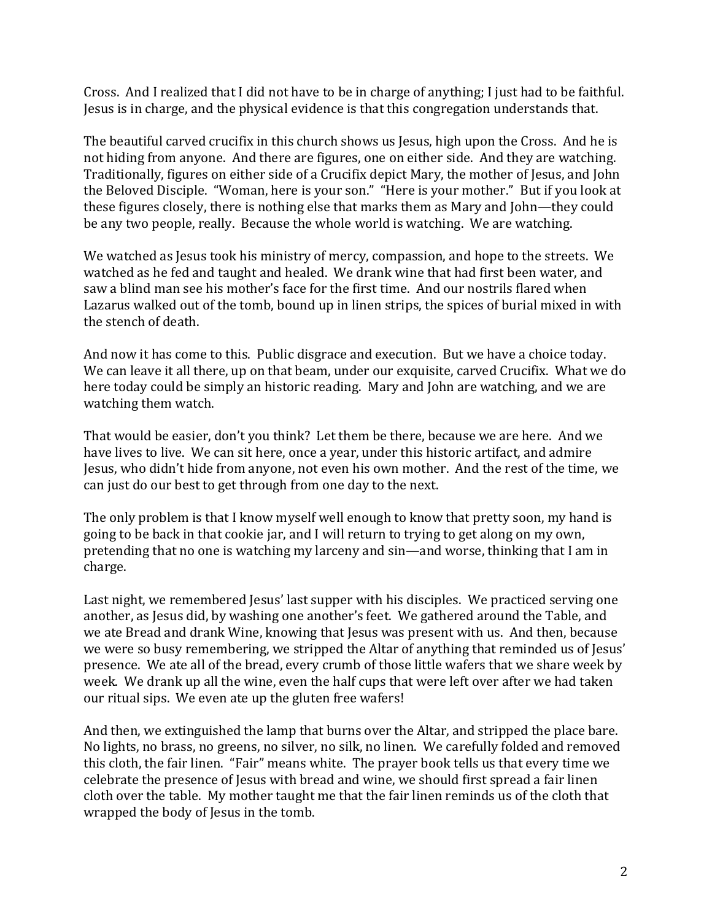Cross. And I realized that I did not have to be in charge of anything; I just had to be faithful. Jesus is in charge, and the physical evidence is that this congregation understands that.

The beautiful carved crucifix in this church shows us Jesus, high upon the Cross. And he is not hiding from anyone. And there are figures, one on either side. And they are watching. Traditionally, figures on either side of a Crucifix depict Mary, the mother of Jesus, and John the Beloved Disciple. "Woman, here is your son." "Here is your mother." But if you look at these figures closely, there is nothing else that marks them as Mary and John—they could be any two people, really. Because the whole world is watching. We are watching.

We watched as Jesus took his ministry of mercy, compassion, and hope to the streets. We watched as he fed and taught and healed. We drank wine that had first been water, and saw a blind man see his mother's face for the first time. And our nostrils flared when Lazarus walked out of the tomb, bound up in linen strips, the spices of burial mixed in with the stench of death.

And now it has come to this. Public disgrace and execution. But we have a choice today. We can leave it all there, up on that beam, under our exquisite, carved Crucifix. What we do here today could be simply an historic reading. Mary and John are watching, and we are watching them watch.

That would be easier, don't you think? Let them be there, because we are here. And we have lives to live. We can sit here, once a year, under this historic artifact, and admire Jesus, who didn't hide from anyone, not even his own mother. And the rest of the time, we can just do our best to get through from one day to the next.

The only problem is that I know myself well enough to know that pretty soon, my hand is going to be back in that cookie jar, and I will return to trying to get along on my own, pretending that no one is watching my larceny and sin—and worse, thinking that I am in charge.

Last night, we remembered Jesus' last supper with his disciples. We practiced serving one another, as Jesus did, by washing one another's feet. We gathered around the Table, and we ate Bread and drank Wine, knowing that Jesus was present with us. And then, because we were so busy remembering, we stripped the Altar of anything that reminded us of Jesus' presence. We ate all of the bread, every crumb of those little wafers that we share week by week. We drank up all the wine, even the half cups that were left over after we had taken our ritual sips. We even ate up the gluten free wafers!

And then, we extinguished the lamp that burns over the Altar, and stripped the place bare. No lights, no brass, no greens, no silver, no silk, no linen. We carefully folded and removed this cloth, the fair linen. "Fair" means white. The prayer book tells us that every time we celebrate the presence of Jesus with bread and wine, we should first spread a fair linen cloth over the table. My mother taught me that the fair linen reminds us of the cloth that wrapped the body of Jesus in the tomb.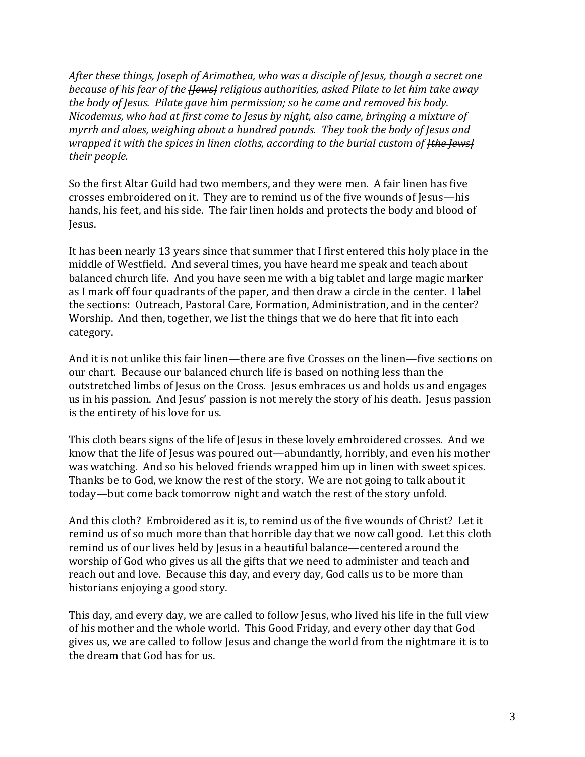*After these things, Joseph of Arimathea, who was a disciple of Jesus, though a secret one because of his fear of the ~~[Jews]~~ religious authorities, asked Pilate to let him take away the body of Jesus. Pilate gave him permission; so he came and removed his body. Nicodemus, who had at first come to Jesus by night, also came, bringing a mixture of myrrh and aloes, weighing about a hundred pounds. They took the body of Jesus and wrapped it with the spices in linen cloths, according to the burial custom of ~~[the Jews]~~ their people.*

So the first Altar Guild had two members, and they were men. A fair linen has five crosses embroidered on it. They are to remind us of the five wounds of Jesus—his hands, his feet, and his side. The fair linen holds and protects the body and blood of Jesus.

It has been nearly 13 years since that summer that I first entered this holy place in the middle of Westfield. And several times, you have heard me speak and teach about balanced church life. And you have seen me with a big tablet and large magic marker as I mark off four quadrants of the paper, and then draw a circle in the center. I label the sections: Outreach, Pastoral Care, Formation, Administration, and in the center? Worship. And then, together, we list the things that we do here that fit into each category.

And it is not unlike this fair linen—there are five Crosses on the linen—five sections on our chart. Because our balanced church life is based on nothing less than the outstretched limbs of Jesus on the Cross. Jesus embraces us and holds us and engages us in his passion. And Jesus' passion is not merely the story of his death. Jesus passion is the entirety of his love for us.

This cloth bears signs of the life of Jesus in these lovely embroidered crosses. And we know that the life of Jesus was poured out—abundantly, horribly, and even his mother was watching. And so his beloved friends wrapped him up in linen with sweet spices. Thanks be to God, we know the rest of the story. We are not going to talk about it today—but come back tomorrow night and watch the rest of the story unfold.

And this cloth? Embroidered as it is, to remind us of the five wounds of Christ? Let it remind us of so much more than that horrible day that we now call good. Let this cloth remind us of our lives held by Jesus in a beautiful balance—centered around the worship of God who gives us all the gifts that we need to administer and teach and reach out and love. Because this day, and every day, God calls us to be more than historians enjoying a good story.

This day, and every day, we are called to follow Jesus, who lived his life in the full view of his mother and the whole world. This Good Friday, and every other day that God gives us, we are called to follow Jesus and change the world from the nightmare it is to the dream that God has for us.